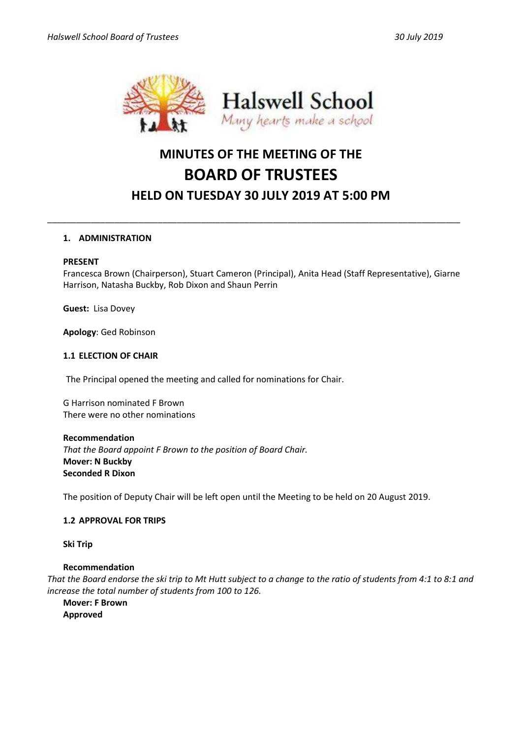# MINUTES OF THE MEETING OF THE
# BOARD OF TRUSTEES
## HELD ON TUESDAY 30 JULY 2019 AT 5:00 PM

---

### 1. ADMINISTRATION

**PRESENT**
Francesca Brown (Chairperson), Stuart Cameron (Principal), Anita Head (Staff Representative), Giarne Harrison, Natasha Buckby, Rob Dixon and Shaun Perrin

**Guest:** Lisa Dovey

**Apology**: Ged Robinson

### 1.1 ELECTION OF CHAIR

The Principal opened the meeting and called for nominations for Chair.

G Harrison nominated F Brown
There were no other nominations

**Recommendation**
*That the Board appoint F Brown to the position of Board Chair.*
**Mover: N Buckby**
**Seconded R Dixon**

The position of Deputy Chair will be left open until the Meeting to be held on 20 August 2019.

### 1.2 APPROVAL FOR TRIPS

**Ski Trip**

**Recommendation**
*That the Board endorse the ski trip to Mt Hutt subject to a change to the ratio of students from 4:1 to 8:1 and increase the total number of students from 100 to 126.*
**Mover: F Brown**
**Approved**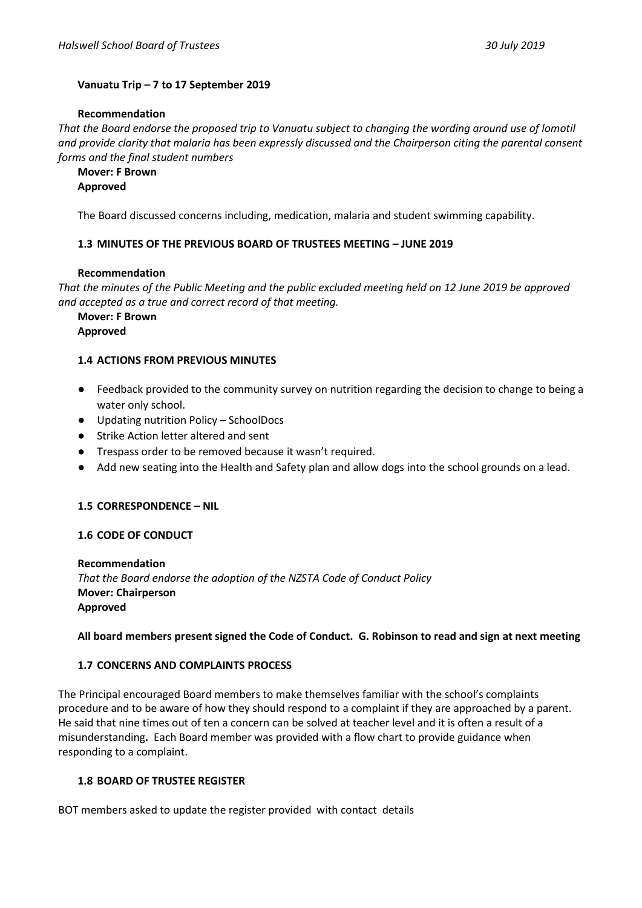### Vanuatu Trip – 7 to 17 September 2019

**Recommendation**

*That the Board endorse the proposed trip to Vanuatu subject to changing the wording around use of lomotil and provide clarity that malaria has been expressly discussed and the Chairperson citing the parental consent forms and the final student numbers*

**Mover: F Brown**
**Approved**

The Board discussed concerns including, medication, malaria and student swimming capability.

### 1.3 MINUTES OF THE PREVIOUS BOARD OF TRUSTEES MEETING – JUNE 2019

**Recommendation**

*That the minutes of the Public Meeting and the public excluded meeting held on 12 June 2019 be approved and accepted as a true and correct record of that meeting.*

**Mover: F Brown**
**Approved**

### 1.4 ACTIONS FROM PREVIOUS MINUTES

- Feedback provided to the community survey on nutrition regarding the decision to change to being a water only school.
- Updating nutrition Policy – SchoolDocs
- Strike Action letter altered and sent
- Trespass order to be removed because it wasn't required.
- Add new seating into the Health and Safety plan and allow dogs into the school grounds on a lead.

### 1.5 CORRESPONDENCE – NIL

### 1.6 CODE OF CONDUCT

**Recommendation**

*That the Board endorse the adoption of the NZSTA Code of Conduct Policy*

**Mover: Chairperson**
**Approved**

**All board members present signed the Code of Conduct. G. Robinson to read and sign at next meeting**

### 1.7 CONCERNS AND COMPLAINTS PROCESS

The Principal encouraged Board members to make themselves familiar with the school's complaints procedure and to be aware of how they should respond to a complaint if they are approached by a parent. He said that nine times out of ten a concern can be solved at teacher level and it is often a result of a misunderstanding**.** Each Board member was provided with a flow chart to provide guidance when responding to a complaint.

### 1.8 BOARD OF TRUSTEE REGISTER

BOT members asked to update the register provided with contact details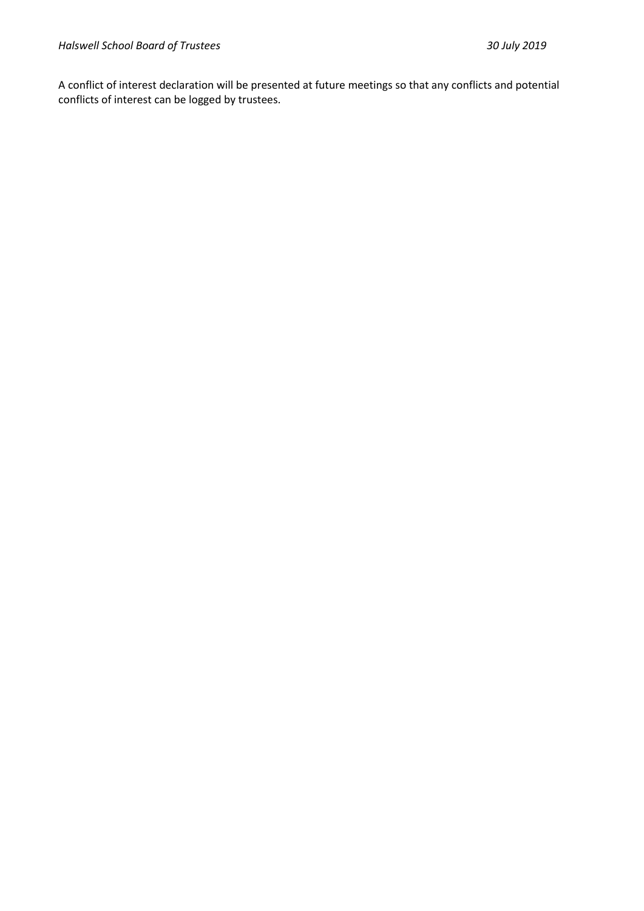A conflict of interest declaration will be presented at future meetings so that any conflicts and potential conflicts of interest can be logged by trustees.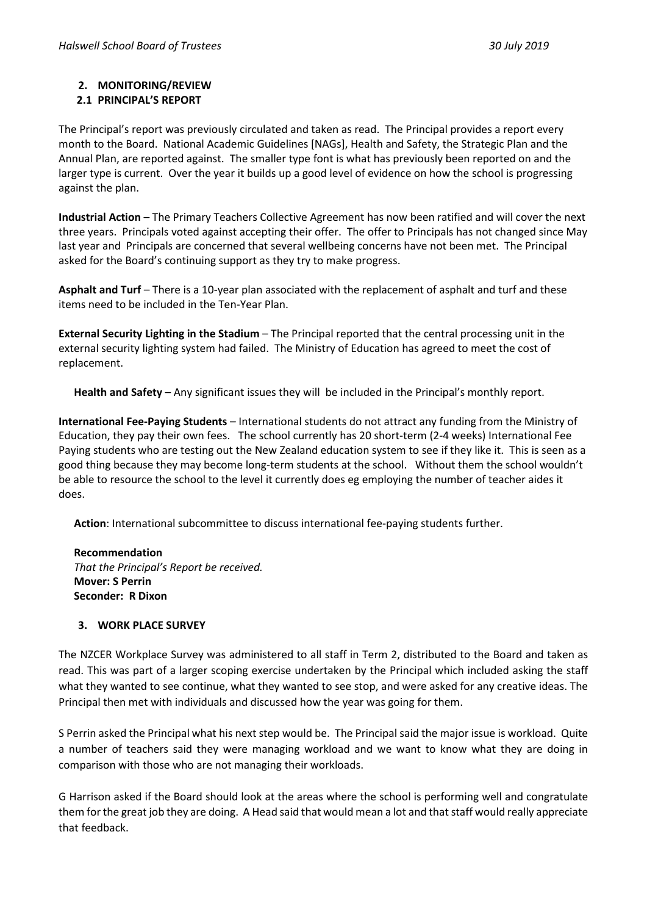## 2. MONITORING/REVIEW

### 2.1 PRINCIPAL'S REPORT

The Principal's report was previously circulated and taken as read. The Principal provides a report every month to the Board. National Academic Guidelines [NAGs], Health and Safety, the Strategic Plan and the Annual Plan, are reported against. The smaller type font is what has previously been reported on and the larger type is current. Over the year it builds up a good level of evidence on how the school is progressing against the plan.

**Industrial Action** – The Primary Teachers Collective Agreement has now been ratified and will cover the next three years. Principals voted against accepting their offer. The offer to Principals has not changed since May last year and Principals are concerned that several wellbeing concerns have not been met. The Principal asked for the Board's continuing support as they try to make progress.

**Asphalt and Turf** – There is a 10-year plan associated with the replacement of asphalt and turf and these items need to be included in the Ten-Year Plan.

**External Security Lighting in the Stadium** – The Principal reported that the central processing unit in the external security lighting system had failed. The Ministry of Education has agreed to meet the cost of replacement.

**Health and Safety** – Any significant issues they will be included in the Principal's monthly report.

**International Fee-Paying Students** – International students do not attract any funding from the Ministry of Education, they pay their own fees. The school currently has 20 short-term (2-4 weeks) International Fee Paying students who are testing out the New Zealand education system to see if they like it. This is seen as a good thing because they may become long-term students at the school. Without them the school wouldn't be able to resource the school to the level it currently does eg employing the number of teacher aides it does.

**Action**: International subcommittee to discuss international fee-paying students further.

**Recommendation**
*That the Principal's Report be received.*
**Mover: S Perrin**
**Seconder: R Dixon**

## 3. WORK PLACE SURVEY

The NZCER Workplace Survey was administered to all staff in Term 2, distributed to the Board and taken as read. This was part of a larger scoping exercise undertaken by the Principal which included asking the staff what they wanted to see continue, what they wanted to see stop, and were asked for any creative ideas. The Principal then met with individuals and discussed how the year was going for them.

S Perrin asked the Principal what his next step would be. The Principal said the major issue is workload. Quite a number of teachers said they were managing workload and we want to know what they are doing in comparison with those who are not managing their workloads.

G Harrison asked if the Board should look at the areas where the school is performing well and congratulate them for the great job they are doing. A Head said that would mean a lot and that staff would really appreciate that feedback.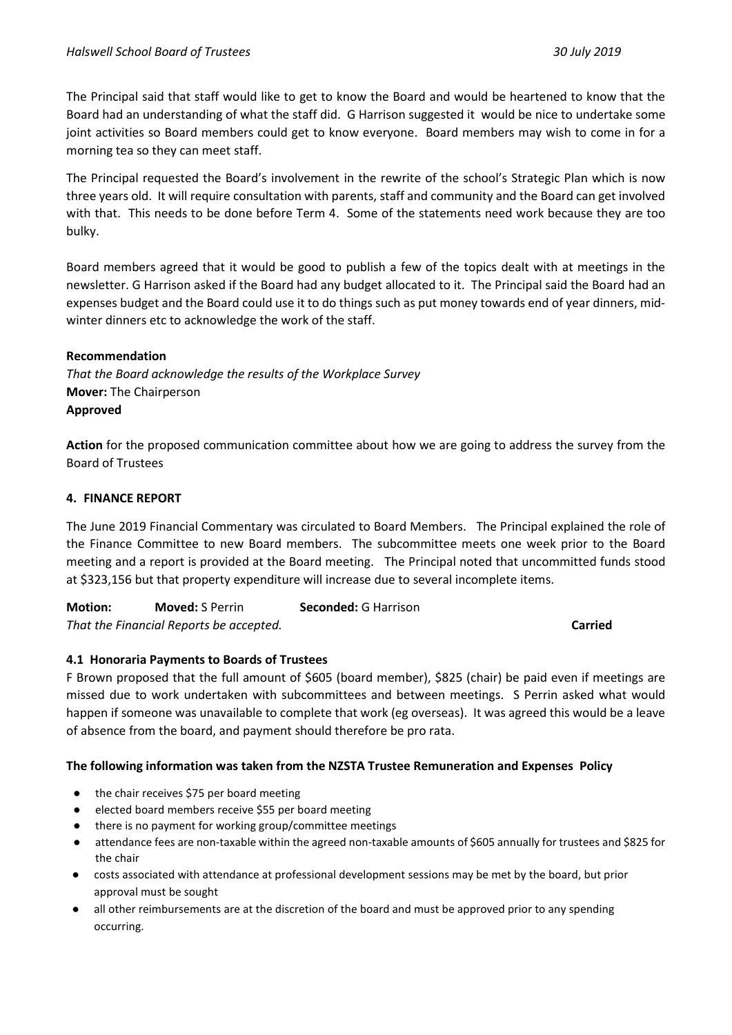The Principal said that staff would like to get to know the Board and would be heartened to know that the Board had an understanding of what the staff did. G Harrison suggested it would be nice to undertake some joint activities so Board members could get to know everyone. Board members may wish to come in for a morning tea so they can meet staff.

The Principal requested the Board's involvement in the rewrite of the school's Strategic Plan which is now three years old. It will require consultation with parents, staff and community and the Board can get involved with that. This needs to be done before Term 4. Some of the statements need work because they are too bulky.

Board members agreed that it would be good to publish a few of the topics dealt with at meetings in the newsletter. G Harrison asked if the Board had any budget allocated to it. The Principal said the Board had an expenses budget and the Board could use it to do things such as put money towards end of year dinners, mid-winter dinners etc to acknowledge the work of the staff.

**Recommendation**
*That the Board acknowledge the results of the Workplace Survey*
**Mover:** The Chairperson
**Approved**

**Action** for the proposed communication committee about how we are going to address the survey from the Board of Trustees

## 4. FINANCE REPORT

The June 2019 Financial Commentary was circulated to Board Members. The Principal explained the role of the Finance Committee to new Board members. The subcommittee meets one week prior to the Board meeting and a report is provided at the Board meeting. The Principal noted that uncommitted funds stood at $323,156 but that property expenditure will increase due to several incomplete items.

**Motion:** **Moved:** S Perrin **Seconded:** G Harrison
*That the Financial Reports be accepted.* **Carried**

### 4.1 Honoraria Payments to Boards of Trustees

F Brown proposed that the full amount of $605 (board member), $825 (chair) be paid even if meetings are missed due to work undertaken with subcommittees and between meetings. S Perrin asked what would happen if someone was unavailable to complete that work (eg overseas). It was agreed this would be a leave of absence from the board, and payment should therefore be pro rata.

**The following information was taken from the NZSTA Trustee Remuneration and Expenses Policy**

- the chair receives $75 per board meeting
- elected board members receive $55 per board meeting
- there is no payment for working group/committee meetings
- attendance fees are non-taxable within the agreed non-taxable amounts of $605 annually for trustees and $825 for the chair
- costs associated with attendance at professional development sessions may be met by the board, but prior approval must be sought
- all other reimbursements are at the discretion of the board and must be approved prior to any spending occurring.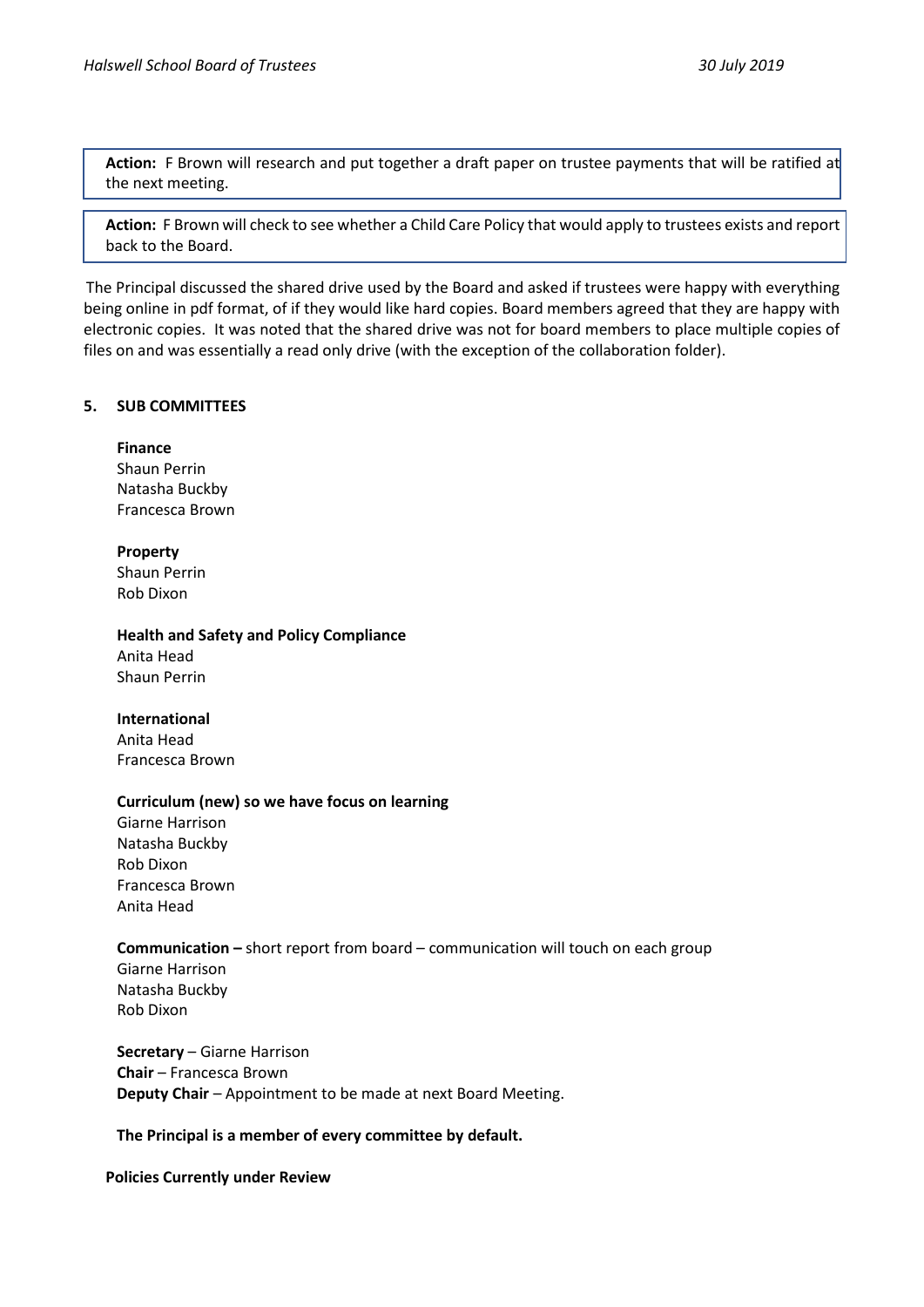**Action:** F Brown will research and put together a draft paper on trustee payments that will be ratified at the next meeting.

**Action:** F Brown will check to see whether a Child Care Policy that would apply to trustees exists and report back to the Board.

The Principal discussed the shared drive used by the Board and asked if trustees were happy with everything being online in pdf format, of if they would like hard copies. Board members agreed that they are happy with electronic copies. It was noted that the shared drive was not for board members to place multiple copies of files on and was essentially a read only drive (with the exception of the collaboration folder).

## 5. SUB COMMITTEES

**Finance**
Shaun Perrin
Natasha Buckby
Francesca Brown

**Property**
Shaun Perrin
Rob Dixon

**Health and Safety and Policy Compliance**
Anita Head
Shaun Perrin

**International**
Anita Head
Francesca Brown

**Curriculum (new) so we have focus on learning**
Giarne Harrison
Natasha Buckby
Rob Dixon
Francesca Brown
Anita Head

**Communication –** short report from board – communication will touch on each group
Giarne Harrison
Natasha Buckby
Rob Dixon

**Secretary** – Giarne Harrison
**Chair** – Francesca Brown
**Deputy Chair** – Appointment to be made at next Board Meeting.

**The Principal is a member of every committee by default.**

**Policies Currently under Review**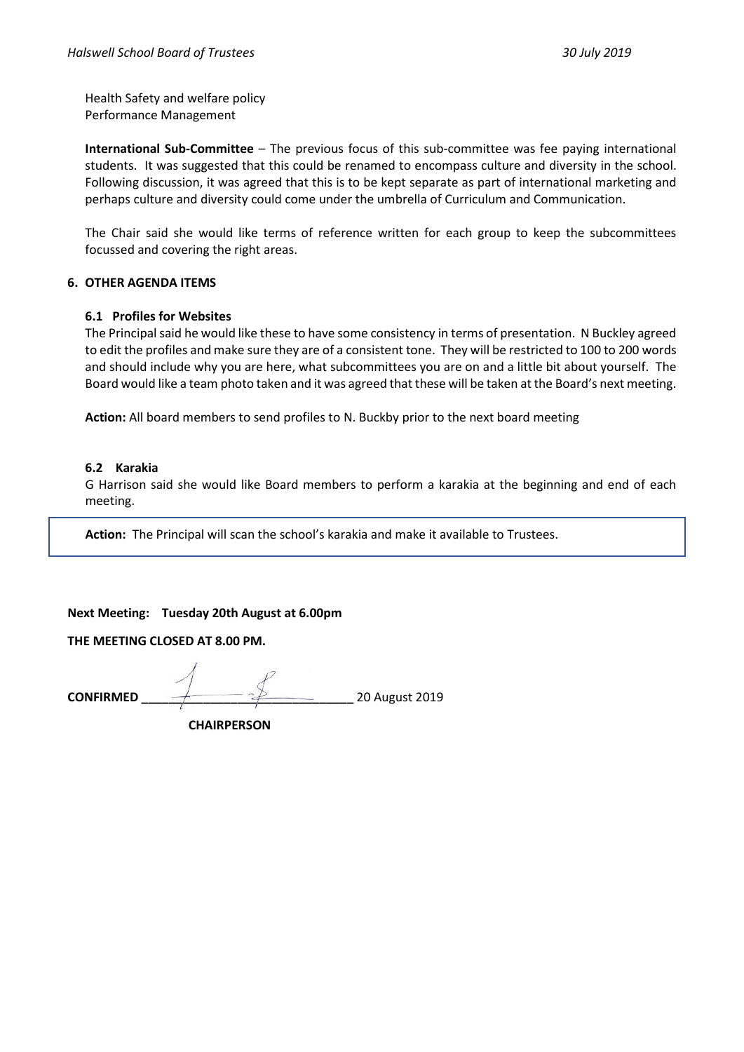Health Safety and welfare policy
Performance Management

**International Sub-Committee** – The previous focus of this sub-committee was fee paying international students. It was suggested that this could be renamed to encompass culture and diversity in the school. Following discussion, it was agreed that this is to be kept separate as part of international marketing and perhaps culture and diversity could come under the umbrella of Curriculum and Communication.

The Chair said she would like terms of reference written for each group to keep the subcommittees focussed and covering the right areas.

## 6. OTHER AGENDA ITEMS

### 6.1 Profiles for Websites

The Principal said he would like these to have some consistency in terms of presentation. N Buckley agreed to edit the profiles and make sure they are of a consistent tone. They will be restricted to 100 to 200 words and should include why you are here, what subcommittees you are on and a little bit about yourself. The Board would like a team photo taken and it was agreed that these will be taken at the Board's next meeting.

**Action:** All board members to send profiles to N. Buckby prior to the next board meeting

### 6.2 Karakia

G Harrison said she would like Board members to perform a karakia at the beginning and end of each meeting.

**Action:** The Principal will scan the school's karakia and make it available to Trustees.

**Next Meeting: Tuesday 20th August at 6.00pm**

**THE MEETING CLOSED AT 8.00 PM.**

**CONFIRMED** ______________________________ 20 August 2019

**CHAIRPERSON**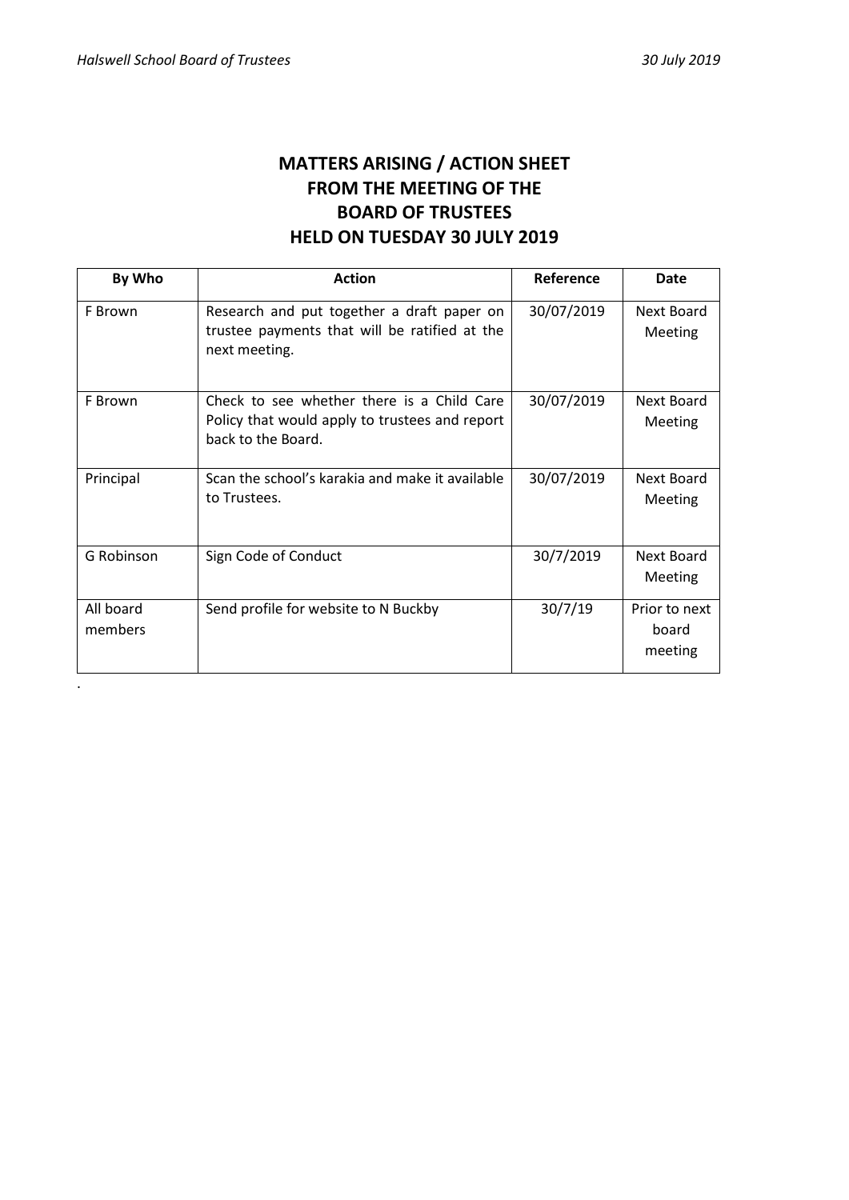# MATTERS ARISING / ACTION SHEET FROM THE MEETING OF THE BOARD OF TRUSTEES HELD ON TUESDAY 30 JULY 2019

| By Who | Action | Reference | Date |
|---|---|---|---|
| F Brown | Research and put together a draft paper on trustee payments that will be ratified at the next meeting. | 30/07/2019 | Next Board Meeting |
| F Brown | Check to see whether there is a Child Care Policy that would apply to trustees and report back to the Board. | 30/07/2019 | Next Board Meeting |
| Principal | Scan the school's karakia and make it available to Trustees. | 30/07/2019 | Next Board Meeting |
| G Robinson | Sign Code of Conduct | 30/7/2019 | Next Board Meeting |
| All board members | Send profile for website to N Buckby | 30/7/19 | Prior to next board meeting |

.